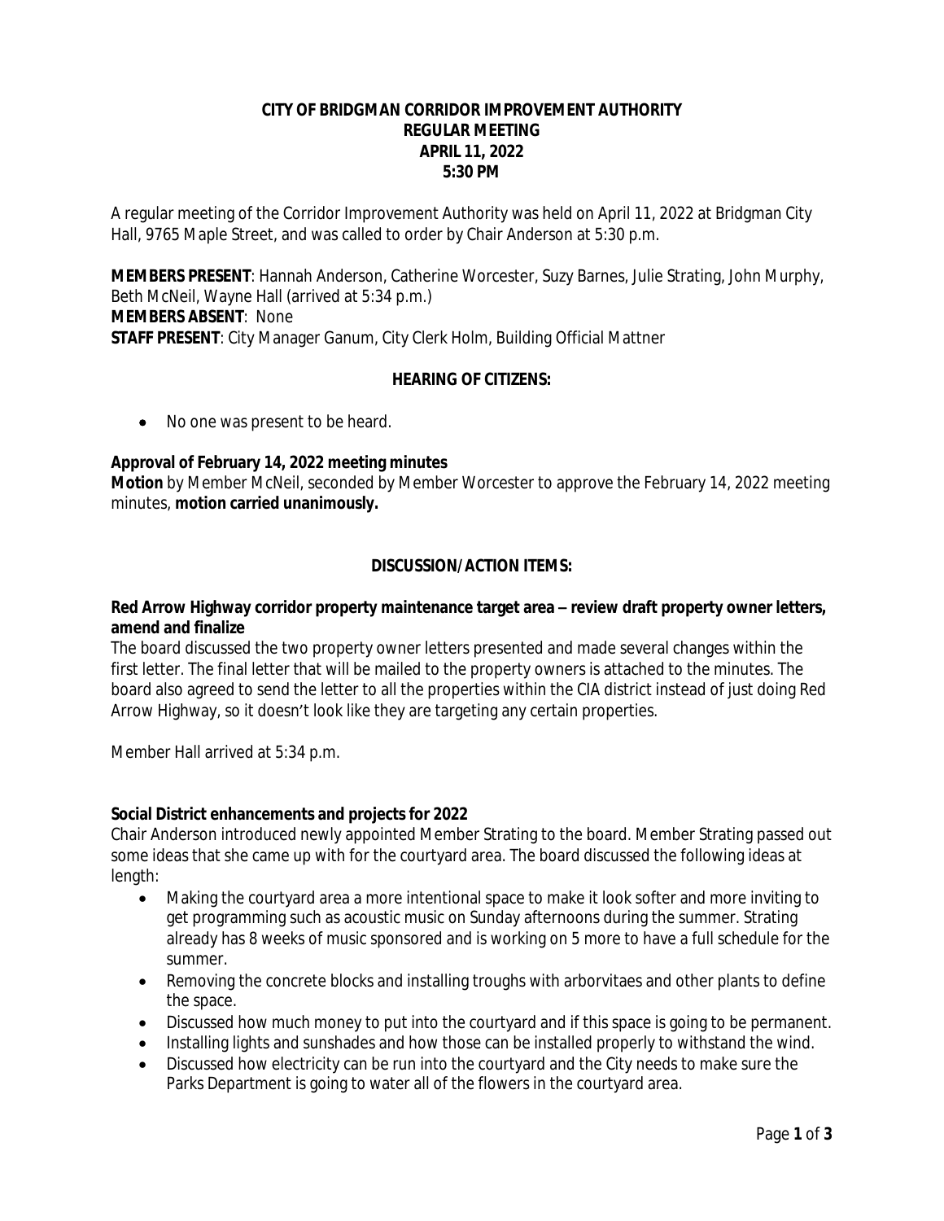# CITY OF BRIDGMAN CORRIDOR IMPROVEMENT AUTHORITY
## REGULAR MEETING
## APRIL 11, 2022
## 5:30 PM

A regular meeting of the Corridor Improvement Authority was held on April 11, 2022 at Bridgman City Hall, 9765 Maple Street, and was called to order by Chair Anderson at 5:30 p.m.

**MEMBERS PRESENT**: Hannah Anderson, Catherine Worcester, Suzy Barnes, Julie Strating, John Murphy, Beth McNeil, Wayne Hall (arrived at 5:34 p.m.)
**MEMBERS ABSENT**: None
**STAFF PRESENT**: City Manager Ganum, City Clerk Holm, Building Official Mattner

### HEARING OF CITIZENS:

- No one was present to be heard.

**Approval of February 14, 2022 meeting minutes**
**Motion** by Member McNeil, seconded by Member Worcester to approve the February 14, 2022 meeting minutes, **motion carried unanimously.**

### DISCUSSION/ACTION ITEMS:

**Red Arrow Highway corridor property maintenance target area – review draft property owner letters, amend and finalize**
The board discussed the two property owner letters presented and made several changes within the first letter. The final letter that will be mailed to the property owners is attached to the minutes. The board also agreed to send the letter to all the properties within the CIA district instead of just doing Red Arrow Highway, so it doesn't look like they are targeting any certain properties.

Member Hall arrived at 5:34 p.m.

**Social District enhancements and projects for 2022**
Chair Anderson introduced newly appointed Member Strating to the board. Member Strating passed out some ideas that she came up with for the courtyard area. The board discussed the following ideas at length:

- Making the courtyard area a more intentional space to make it look softer and more inviting to get programming such as acoustic music on Sunday afternoons during the summer. Strating already has 8 weeks of music sponsored and is working on 5 more to have a full schedule for the summer.
- Removing the concrete blocks and installing troughs with arborvitaes and other plants to define the space.
- Discussed how much money to put into the courtyard and if this space is going to be permanent.
- Installing lights and sunshades and how those can be installed properly to withstand the wind.
- Discussed how electricity can be run into the courtyard and the City needs to make sure the Parks Department is going to water all of the flowers in the courtyard area.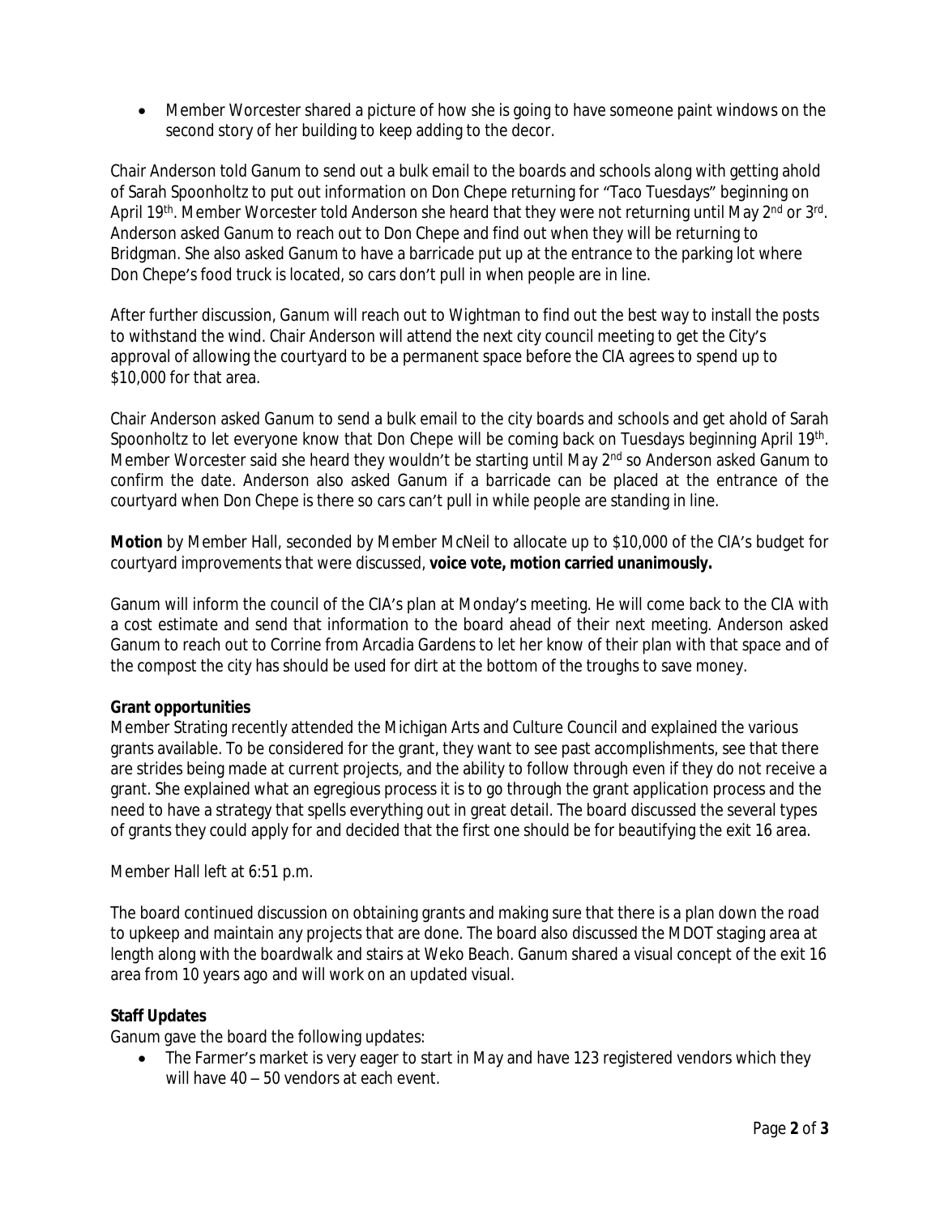- Member Worcester shared a picture of how she is going to have someone paint windows on the second story of her building to keep adding to the decor.

Chair Anderson told Ganum to send out a bulk email to the boards and schools along with getting ahold of Sarah Spoonholtz to put out information on Don Chepe returning for "Taco Tuesdays" beginning on April 19th. Member Worcester told Anderson she heard that they were not returning until May 2nd or 3rd. Anderson asked Ganum to reach out to Don Chepe and find out when they will be returning to Bridgman. She also asked Ganum to have a barricade put up at the entrance to the parking lot where Don Chepe's food truck is located, so cars don't pull in when people are in line.

After further discussion, Ganum will reach out to Wightman to find out the best way to install the posts to withstand the wind. Chair Anderson will attend the next city council meeting to get the City's approval of allowing the courtyard to be a permanent space before the CIA agrees to spend up to $10,000 for that area.

Chair Anderson asked Ganum to send a bulk email to the city boards and schools and get ahold of Sarah Spoonholtz to let everyone know that Don Chepe will be coming back on Tuesdays beginning April 19th. Member Worcester said she heard they wouldn't be starting until May 2nd so Anderson asked Ganum to confirm the date. Anderson also asked Ganum if a barricade can be placed at the entrance of the courtyard when Don Chepe is there so cars can't pull in while people are standing in line.

**Motion** by Member Hall, seconded by Member McNeil to allocate up to $10,000 of the CIA's budget for courtyard improvements that were discussed, **voice vote, motion carried unanimously.**

Ganum will inform the council of the CIA's plan at Monday's meeting. He will come back to the CIA with a cost estimate and send that information to the board ahead of their next meeting. Anderson asked Ganum to reach out to Corrine from Arcadia Gardens to let her know of their plan with that space and of the compost the city has should be used for dirt at the bottom of the troughs to save money.

**Grant opportunities**

Member Strating recently attended the Michigan Arts and Culture Council and explained the various grants available. To be considered for the grant, they want to see past accomplishments, see that there are strides being made at current projects, and the ability to follow through even if they do not receive a grant. She explained what an egregious process it is to go through the grant application process and the need to have a strategy that spells everything out in great detail. The board discussed the several types of grants they could apply for and decided that the first one should be for beautifying the exit 16 area.

Member Hall left at 6:51 p.m.

The board continued discussion on obtaining grants and making sure that there is a plan down the road to upkeep and maintain any projects that are done. The board also discussed the MDOT staging area at length along with the boardwalk and stairs at Weko Beach. Ganum shared a visual concept of the exit 16 area from 10 years ago and will work on an updated visual.

**Staff Updates**

Ganum gave the board the following updates:

- The Farmer's market is very eager to start in May and have 123 registered vendors which they will have 40 – 50 vendors at each event.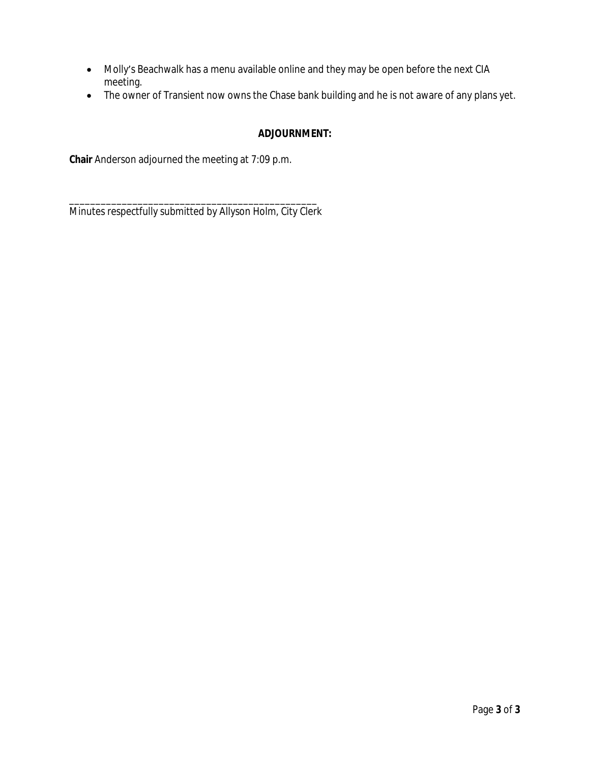- Molly's Beachwalk has a menu available online and they may be open before the next CIA meeting.
- The owner of Transient now owns the Chase bank building and he is not aware of any plans yet.

**ADJOURNMENT:**

**Chair** Anderson adjourned the meeting at 7:09 p.m.

_______________________________________________
Minutes respectfully submitted by Allyson Holm, City Clerk